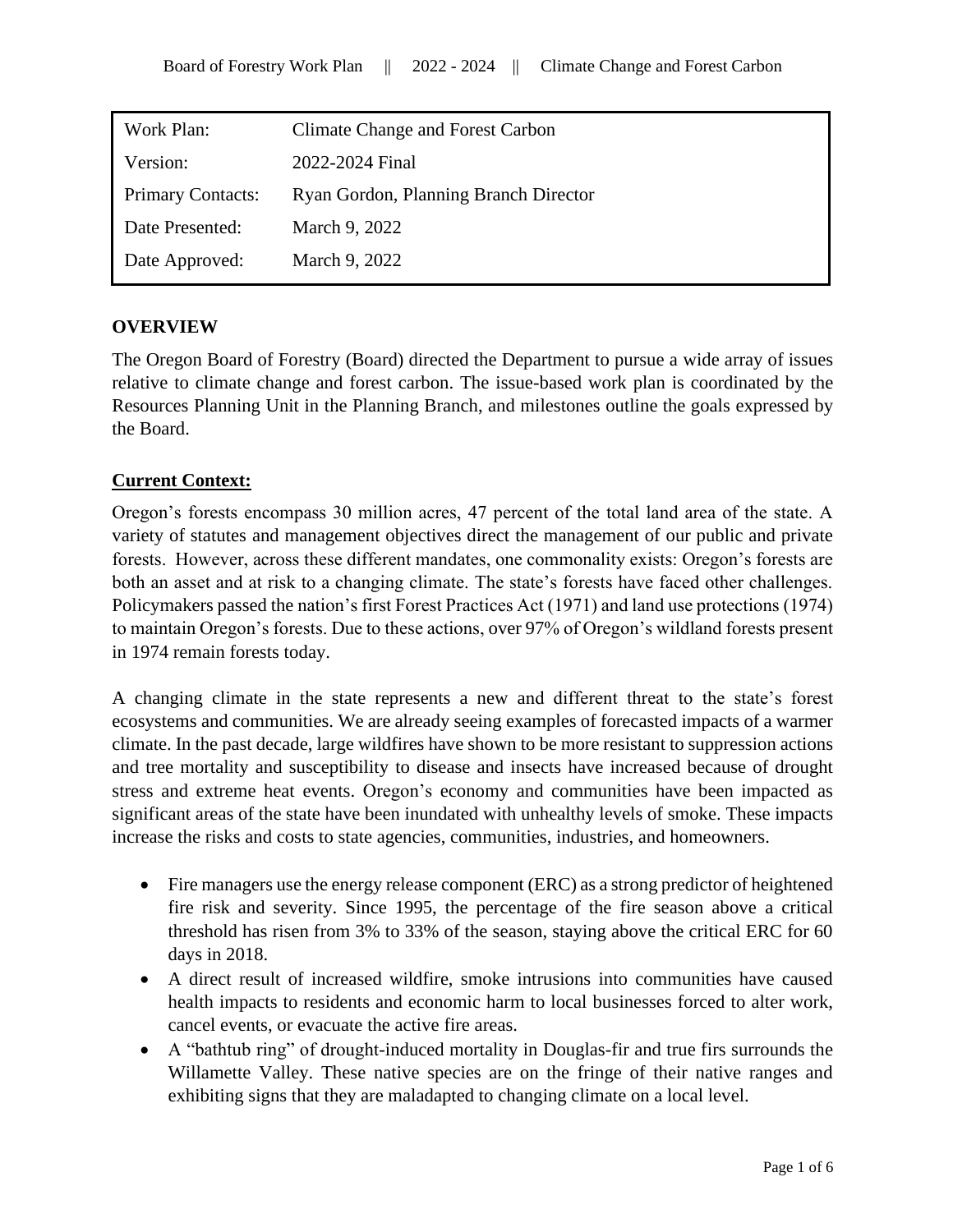| Work Plan: | Climate Change and Forest Carbon |
| --- | --- |
| Version: | 2022-2024 Final |
| Primary Contacts: | Ryan Gordon, Planning Branch Director |
| Date Presented: | March 9, 2022 |
| Date Approved: | March 9, 2022 |

## OVERVIEW

The Oregon Board of Forestry (Board) directed the Department to pursue a wide array of issues relative to climate change and forest carbon. The issue-based work plan is coordinated by the Resources Planning Unit in the Planning Branch, and milestones outline the goals expressed by the Board.

### Current Context:

Oregon's forests encompass 30 million acres, 47 percent of the total land area of the state. A variety of statutes and management objectives direct the management of our public and private forests. However, across these different mandates, one commonality exists: Oregon's forests are both an asset and at risk to a changing climate. The state's forests have faced other challenges. Policymakers passed the nation's first Forest Practices Act (1971) and land use protections (1974) to maintain Oregon's forests. Due to these actions, over 97% of Oregon's wildland forests present in 1974 remain forests today.

A changing climate in the state represents a new and different threat to the state's forest ecosystems and communities. We are already seeing examples of forecasted impacts of a warmer climate. In the past decade, large wildfires have shown to be more resistant to suppression actions and tree mortality and susceptibility to disease and insects have increased because of drought stress and extreme heat events. Oregon's economy and communities have been impacted as significant areas of the state have been inundated with unhealthy levels of smoke. These impacts increase the risks and costs to state agencies, communities, industries, and homeowners.

- Fire managers use the energy release component (ERC) as a strong predictor of heightened fire risk and severity. Since 1995, the percentage of the fire season above a critical threshold has risen from 3% to 33% of the season, staying above the critical ERC for 60 days in 2018.
- A direct result of increased wildfire, smoke intrusions into communities have caused health impacts to residents and economic harm to local businesses forced to alter work, cancel events, or evacuate the active fire areas.
- A "bathtub ring" of drought-induced mortality in Douglas-fir and true firs surrounds the Willamette Valley. These native species are on the fringe of their native ranges and exhibiting signs that they are maladapted to changing climate on a local level.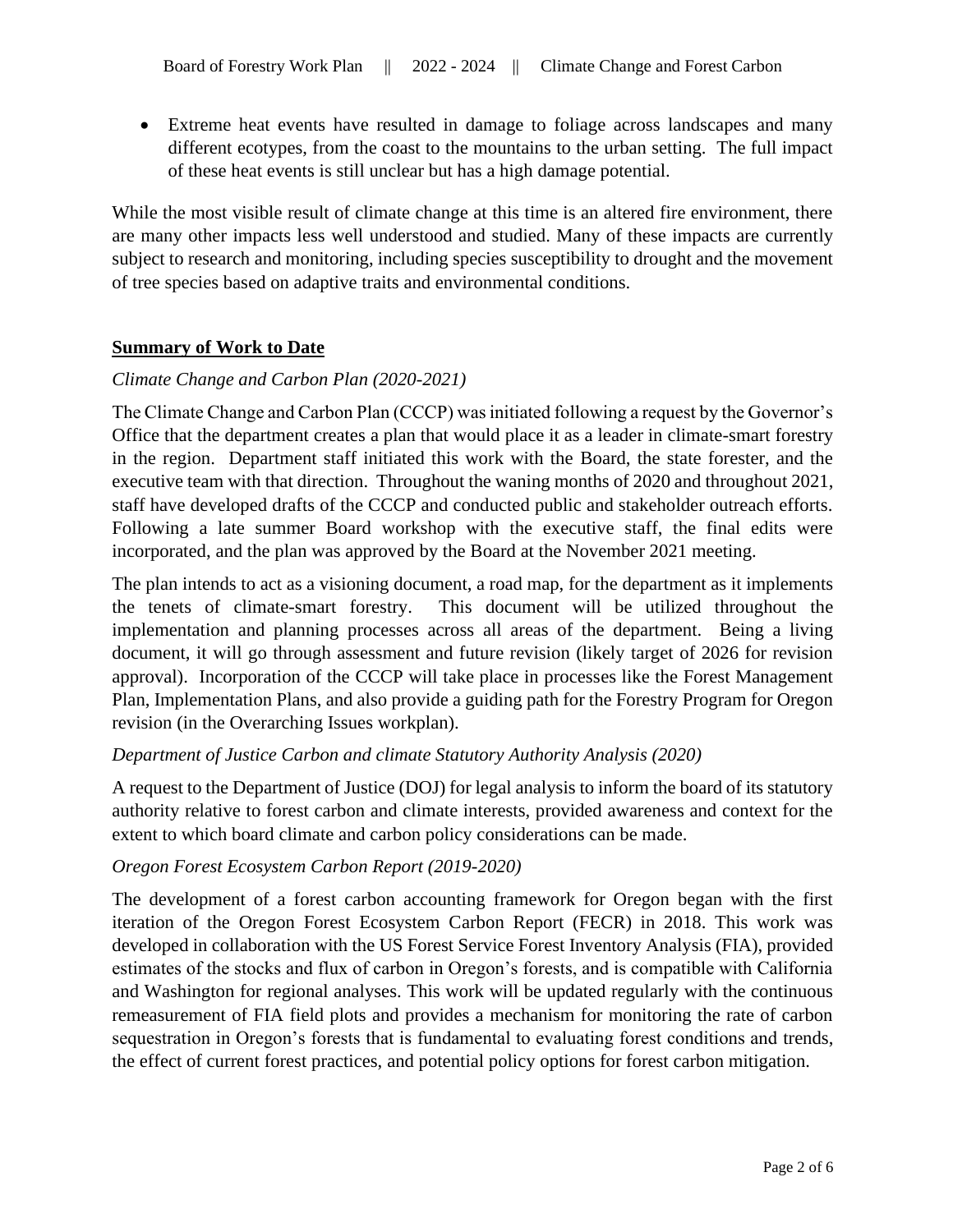- Extreme heat events have resulted in damage to foliage across landscapes and many different ecotypes, from the coast to the mountains to the urban setting. The full impact of these heat events is still unclear but has a high damage potential.

While the most visible result of climate change at this time is an altered fire environment, there are many other impacts less well understood and studied. Many of these impacts are currently subject to research and monitoring, including species susceptibility to drought and the movement of tree species based on adaptive traits and environmental conditions.

## **Summary of Work to Date**

*Climate Change and Carbon Plan (2020-2021)*

The Climate Change and Carbon Plan (CCCP) was initiated following a request by the Governor's Office that the department creates a plan that would place it as a leader in climate-smart forestry in the region. Department staff initiated this work with the Board, the state forester, and the executive team with that direction. Throughout the waning months of 2020 and throughout 2021, staff have developed drafts of the CCCP and conducted public and stakeholder outreach efforts. Following a late summer Board workshop with the executive staff, the final edits were incorporated, and the plan was approved by the Board at the November 2021 meeting.

The plan intends to act as a visioning document, a road map, for the department as it implements the tenets of climate-smart forestry. This document will be utilized throughout the implementation and planning processes across all areas of the department. Being a living document, it will go through assessment and future revision (likely target of 2026 for revision approval). Incorporation of the CCCP will take place in processes like the Forest Management Plan, Implementation Plans, and also provide a guiding path for the Forestry Program for Oregon revision (in the Overarching Issues workplan).

*Department of Justice Carbon and climate Statutory Authority Analysis (2020)*

A request to the Department of Justice (DOJ) for legal analysis to inform the board of its statutory authority relative to forest carbon and climate interests, provided awareness and context for the extent to which board climate and carbon policy considerations can be made.

*Oregon Forest Ecosystem Carbon Report (2019-2020)*

The development of a forest carbon accounting framework for Oregon began with the first iteration of the Oregon Forest Ecosystem Carbon Report (FECR) in 2018. This work was developed in collaboration with the US Forest Service Forest Inventory Analysis (FIA), provided estimates of the stocks and flux of carbon in Oregon's forests, and is compatible with California and Washington for regional analyses. This work will be updated regularly with the continuous remeasurement of FIA field plots and provides a mechanism for monitoring the rate of carbon sequestration in Oregon's forests that is fundamental to evaluating forest conditions and trends, the effect of current forest practices, and potential policy options for forest carbon mitigation.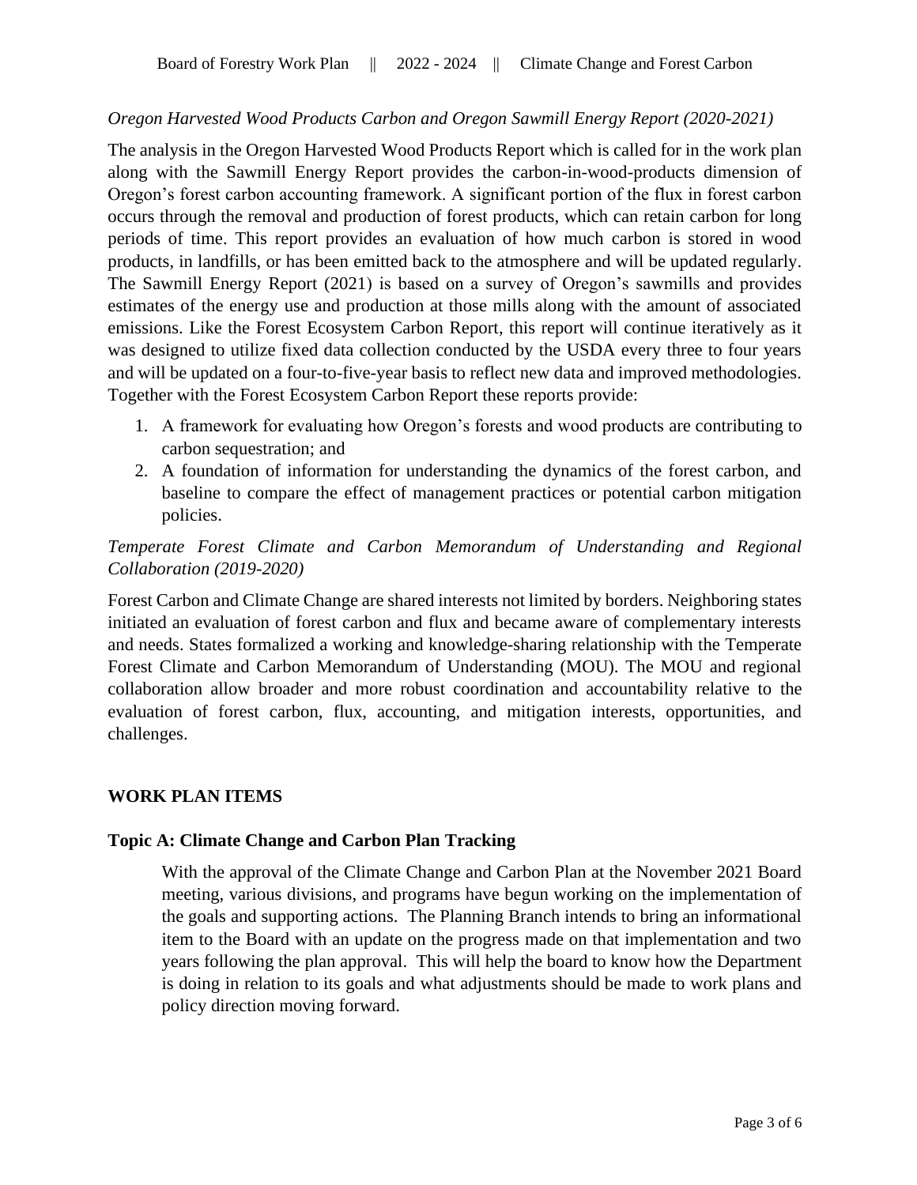*Oregon Harvested Wood Products Carbon and Oregon Sawmill Energy Report (2020-2021)*

The analysis in the Oregon Harvested Wood Products Report which is called for in the work plan along with the Sawmill Energy Report provides the carbon-in-wood-products dimension of Oregon's forest carbon accounting framework. A significant portion of the flux in forest carbon occurs through the removal and production of forest products, which can retain carbon for long periods of time. This report provides an evaluation of how much carbon is stored in wood products, in landfills, or has been emitted back to the atmosphere and will be updated regularly. The Sawmill Energy Report (2021) is based on a survey of Oregon's sawmills and provides estimates of the energy use and production at those mills along with the amount of associated emissions. Like the Forest Ecosystem Carbon Report, this report will continue iteratively as it was designed to utilize fixed data collection conducted by the USDA every three to four years and will be updated on a four-to-five-year basis to reflect new data and improved methodologies. Together with the Forest Ecosystem Carbon Report these reports provide:

1. A framework for evaluating how Oregon's forests and wood products are contributing to carbon sequestration; and
2. A foundation of information for understanding the dynamics of the forest carbon, and baseline to compare the effect of management practices or potential carbon mitigation policies.

*Temperate Forest Climate and Carbon Memorandum of Understanding and Regional Collaboration (2019-2020)*

Forest Carbon and Climate Change are shared interests not limited by borders. Neighboring states initiated an evaluation of forest carbon and flux and became aware of complementary interests and needs. States formalized a working and knowledge-sharing relationship with the Temperate Forest Climate and Carbon Memorandum of Understanding (MOU). The MOU and regional collaboration allow broader and more robust coordination and accountability relative to the evaluation of forest carbon, flux, accounting, and mitigation interests, opportunities, and challenges.

## WORK PLAN ITEMS

### Topic A: Climate Change and Carbon Plan Tracking

With the approval of the Climate Change and Carbon Plan at the November 2021 Board meeting, various divisions, and programs have begun working on the implementation of the goals and supporting actions. The Planning Branch intends to bring an informational item to the Board with an update on the progress made on that implementation and two years following the plan approval. This will help the board to know how the Department is doing in relation to its goals and what adjustments should be made to work plans and policy direction moving forward.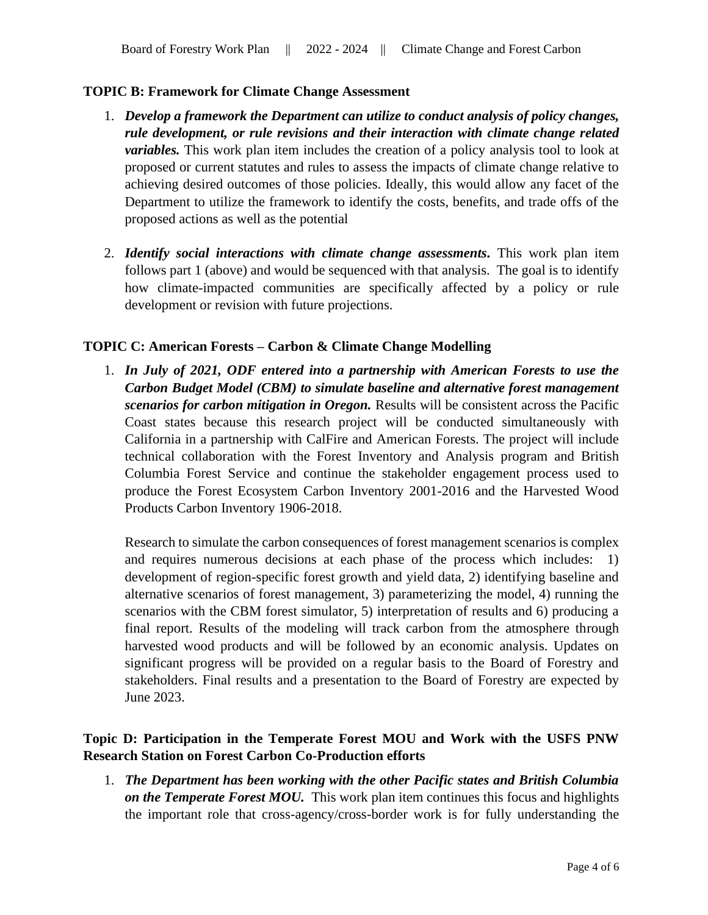### TOPIC B: Framework for Climate Change Assessment

1. ***Develop a framework the Department can utilize to conduct analysis of policy changes, rule development, or rule revisions and their interaction with climate change related variables.*** This work plan item includes the creation of a policy analysis tool to look at proposed or current statutes and rules to assess the impacts of climate change relative to achieving desired outcomes of those policies. Ideally, this would allow any facet of the Department to utilize the framework to identify the costs, benefits, and trade offs of the proposed actions as well as the potential

2. ***Identify social interactions with climate change assessments.*** This work plan item follows part 1 (above) and would be sequenced with that analysis. The goal is to identify how climate-impacted communities are specifically affected by a policy or rule development or revision with future projections.

### TOPIC C: American Forests – Carbon & Climate Change Modelling

1. ***In July of 2021, ODF entered into a partnership with American Forests to use the Carbon Budget Model (CBM) to simulate baseline and alternative forest management scenarios for carbon mitigation in Oregon.*** Results will be consistent across the Pacific Coast states because this research project will be conducted simultaneously with California in a partnership with CalFire and American Forests. The project will include technical collaboration with the Forest Inventory and Analysis program and British Columbia Forest Service and continue the stakeholder engagement process used to produce the Forest Ecosystem Carbon Inventory 2001-2016 and the Harvested Wood Products Carbon Inventory 1906-2018.

   Research to simulate the carbon consequences of forest management scenarios is complex and requires numerous decisions at each phase of the process which includes: 1) development of region-specific forest growth and yield data, 2) identifying baseline and alternative scenarios of forest management, 3) parameterizing the model, 4) running the scenarios with the CBM forest simulator, 5) interpretation of results and 6) producing a final report. Results of the modeling will track carbon from the atmosphere through harvested wood products and will be followed by an economic analysis. Updates on significant progress will be provided on a regular basis to the Board of Forestry and stakeholders. Final results and a presentation to the Board of Forestry are expected by June 2023.

### Topic D: Participation in the Temperate Forest MOU and Work with the USFS PNW Research Station on Forest Carbon Co-Production efforts

1. ***The Department has been working with the other Pacific states and British Columbia on the Temperate Forest MOU.*** This work plan item continues this focus and highlights the important role that cross-agency/cross-border work is for fully understanding the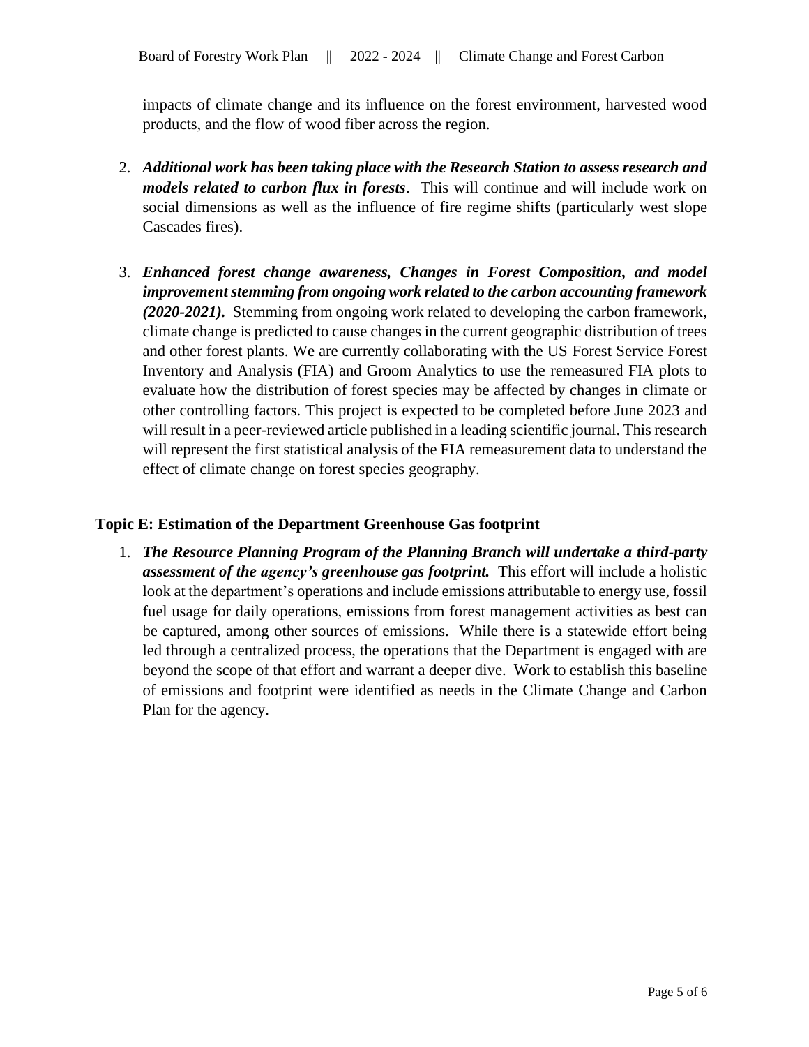impacts of climate change and its influence on the forest environment, harvested wood products, and the flow of wood fiber across the region.

2. ***Additional work has been taking place with the Research Station to assess research and models related to carbon flux in forests***. This will continue and will include work on social dimensions as well as the influence of fire regime shifts (particularly west slope Cascades fires).

3. ***Enhanced forest change awareness, Changes in Forest Composition, and model improvement stemming from ongoing work related to the carbon accounting framework (2020-2021).*** Stemming from ongoing work related to developing the carbon framework, climate change is predicted to cause changes in the current geographic distribution of trees and other forest plants. We are currently collaborating with the US Forest Service Forest Inventory and Analysis (FIA) and Groom Analytics to use the remeasured FIA plots to evaluate how the distribution of forest species may be affected by changes in climate or other controlling factors. This project is expected to be completed before June 2023 and will result in a peer-reviewed article published in a leading scientific journal. This research will represent the first statistical analysis of the FIA remeasurement data to understand the effect of climate change on forest species geography.

### Topic E: Estimation of the Department Greenhouse Gas footprint

1. ***The Resource Planning Program of the Planning Branch will undertake a third-party assessment of the agency's greenhouse gas footprint.*** This effort will include a holistic look at the department's operations and include emissions attributable to energy use, fossil fuel usage for daily operations, emissions from forest management activities as best can be captured, among other sources of emissions. While there is a statewide effort being led through a centralized process, the operations that the Department is engaged with are beyond the scope of that effort and warrant a deeper dive. Work to establish this baseline of emissions and footprint were identified as needs in the Climate Change and Carbon Plan for the agency.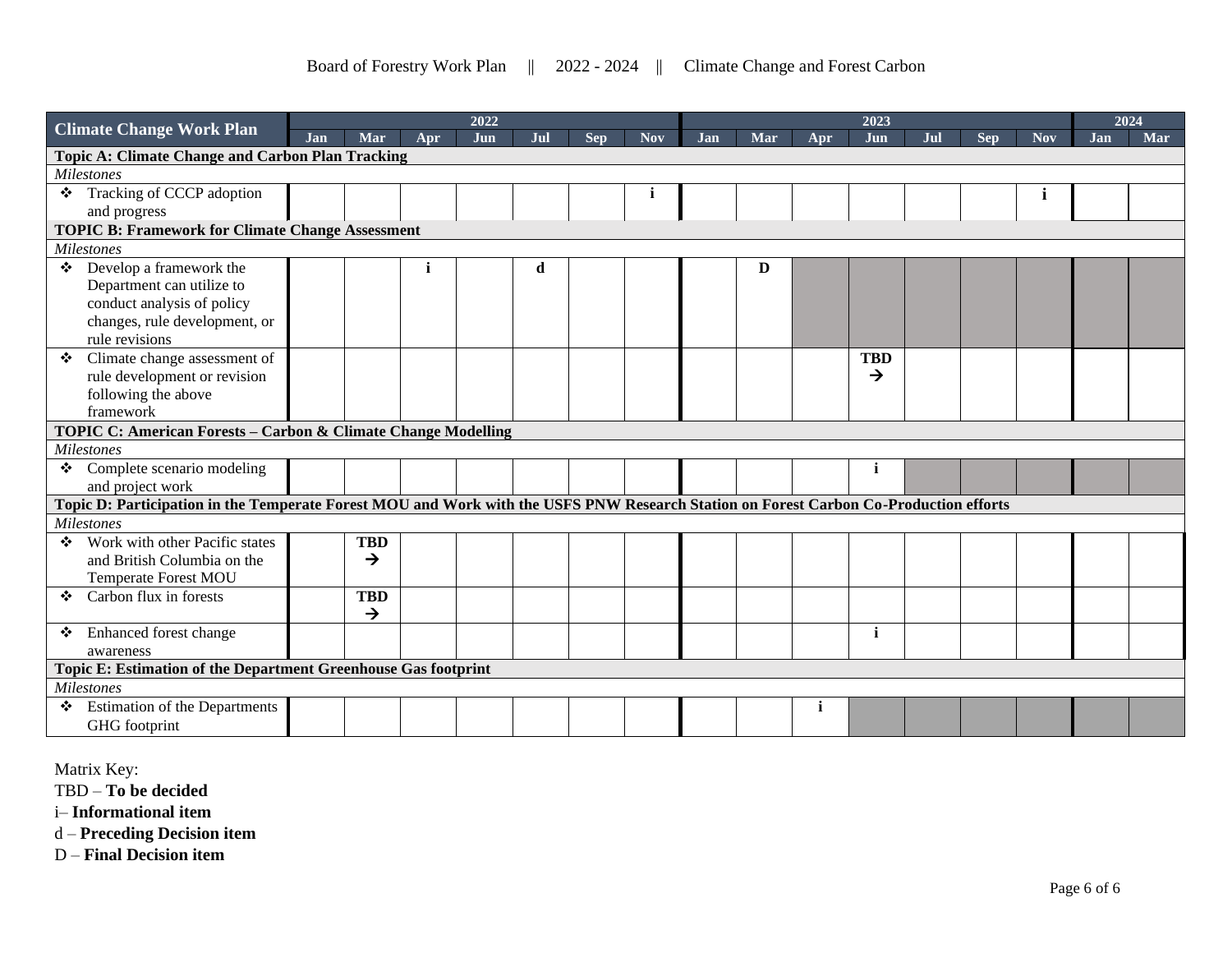| Climate Change Work Plan | 2022 | | | | | | | 2023 | | | | | | | 2024 | |
|---|---|---|---|---|---|---|---|---|---|---|---|---|---|---|---|---|
| | Jan | Mar | Apr | Jun | Jul | Sep | Nov | Jan | Mar | Apr | Jun | Jul | Sep | Nov | Jan | Mar |
| **Topic A: Climate Change and Carbon Plan Tracking** | | | | | | | | | | | | | | | | |
| *Milestones* | | | | | | | | | | | | | | | | |
| ❖ Tracking of CCCP adoption and progress | | | | | | | **i** | | | | | | | **i** | | |
| **TOPIC B: Framework for Climate Change Assessment** | | | | | | | | | | | | | | | | |
| *Milestones* | | | | | | | | | | | | | | | | |
| ❖ Develop a framework the Department can utilize to conduct analysis of policy changes, rule development, or rule revisions | | | **i** | | **d** | | | | **D** | | | | | | | |
| ❖ Climate change assessment of rule development or revision following the above framework | | | | | | | | | | | **TBD →** | | | | | |
| **TOPIC C: American Forests – Carbon & Climate Change Modelling** | | | | | | | | | | | | | | | | |
| *Milestones* | | | | | | | | | | | | | | | | |
| ❖ Complete scenario modeling and project work | | | | | | | | | | | **i** | | | | | |
| **Topic D: Participation in the Temperate Forest MOU and Work with the USFS PNW Research Station on Forest Carbon Co-Production efforts** | | | | | | | | | | | | | | | | |
| *Milestones* | | | | | | | | | | | | | | | | |
| ❖ Work with other Pacific states and British Columbia on the Temperate Forest MOU | | **TBD →** | | | | | | | | | | | | | | |
| ❖ Carbon flux in forests | | **TBD →** | | | | | | | | | | | | | | |
| ❖ Enhanced forest change awareness | | | | | | | | | | | **i** | | | | | |
| **Topic E: Estimation of the Department Greenhouse Gas footprint** | | | | | | | | | | | | | | | | |
| *Milestones* | | | | | | | | | | | | | | | | |
| ❖ Estimation of the Departments GHG footprint | | | | | | | | | | **i** | | | | | | |

Matrix Key:  
TBD – **To be decided**  
i– **Informational item**  
d – **Preceding Decision item**  
D – **Final Decision item**